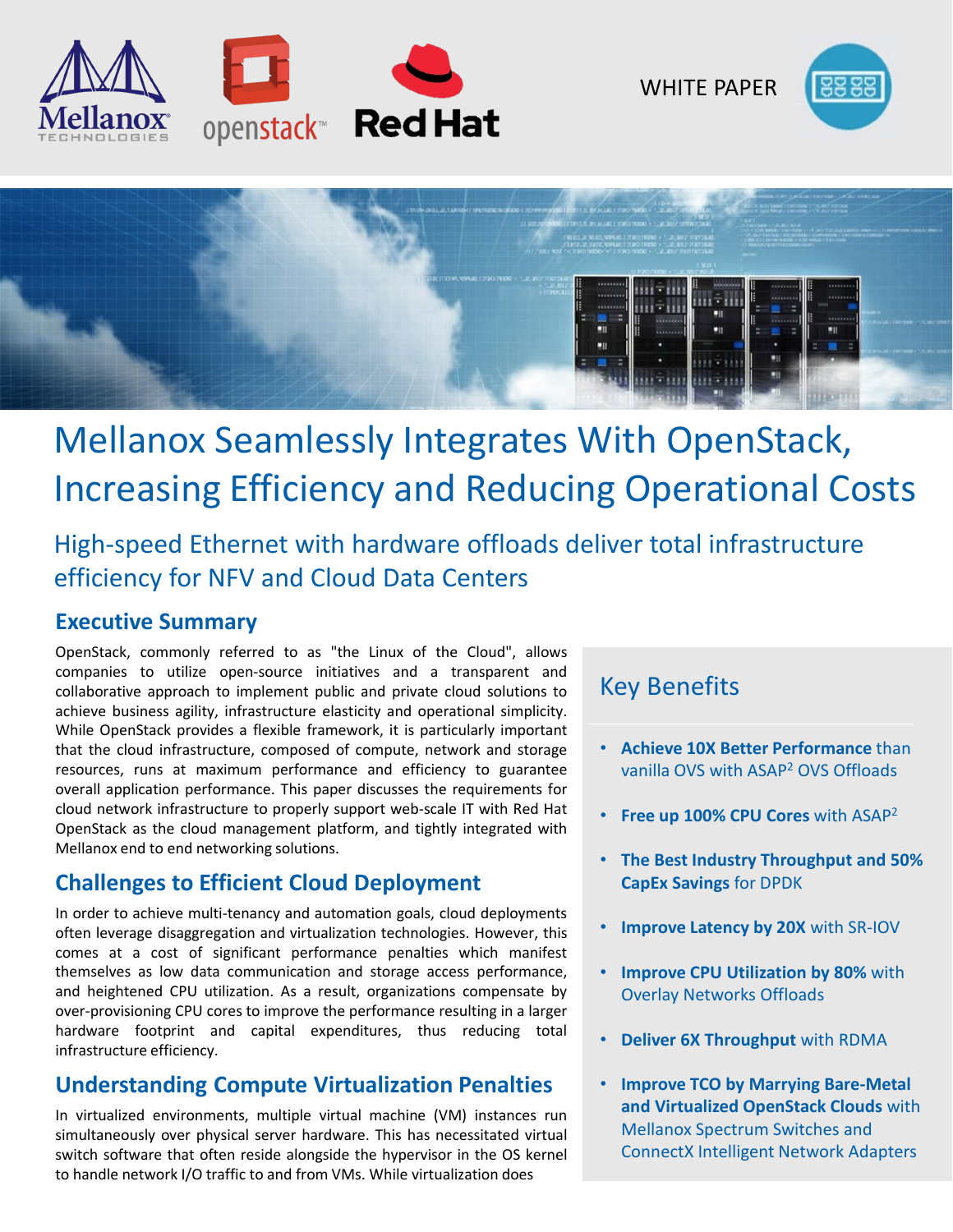WHITE PAPER

# Mellanox Seamlessly Integrates With OpenStack, Increasing Efficiency and Reducing Operational Costs

## High-speed Ethernet with hardware offloads deliver total infrastructure efficiency for NFV and Cloud Data Centers

### Executive Summary

OpenStack, commonly referred to as "the Linux of the Cloud", allows companies to utilize open-source initiatives and a transparent and collaborative approach to implement public and private cloud solutions to achieve business agility, infrastructure elasticity and operational simplicity. While OpenStack provides a flexible framework, it is particularly important that the cloud infrastructure, composed of compute, network and storage resources, runs at maximum performance and efficiency to guarantee overall application performance. This paper discusses the requirements for cloud network infrastructure to properly support web-scale IT with Red Hat OpenStack as the cloud management platform, and tightly integrated with Mellanox end to end networking solutions.

### Challenges to Efficient Cloud Deployment

In order to achieve multi-tenancy and automation goals, cloud deployments often leverage disaggregation and virtualization technologies. However, this comes at a cost of significant performance penalties which manifest themselves as low data communication and storage access performance, and heightened CPU utilization. As a result, organizations compensate by over-provisioning CPU cores to improve the performance resulting in a larger hardware footprint and capital expenditures, thus reducing total infrastructure efficiency.

### Understanding Compute Virtualization Penalties

In virtualized environments, multiple virtual machine (VM) instances run simultaneously over physical server hardware. This has necessitated virtual switch software that often reside alongside the hypervisor in the OS kernel to handle network I/O traffic to and from VMs. While virtualization does

### Key Benefits

- **Achieve 10X Better Performance** than vanilla OVS with ASAP[2] OVS Offloads
- **Free up 100% CPU Cores** with ASAP[2]
- **The Best Industry Throughput and 50% CapEx Savings** for DPDK
- **Improve Latency by 20X** with SR-IOV
- **Improve CPU Utilization by 80%** with Overlay Networks Offloads
- **Deliver 6X Throughput** with RDMA
- **Improve TCO by Marrying Bare-Metal and Virtualized OpenStack Clouds** with Mellanox Spectrum Switches and ConnectX Intelligent Network Adapters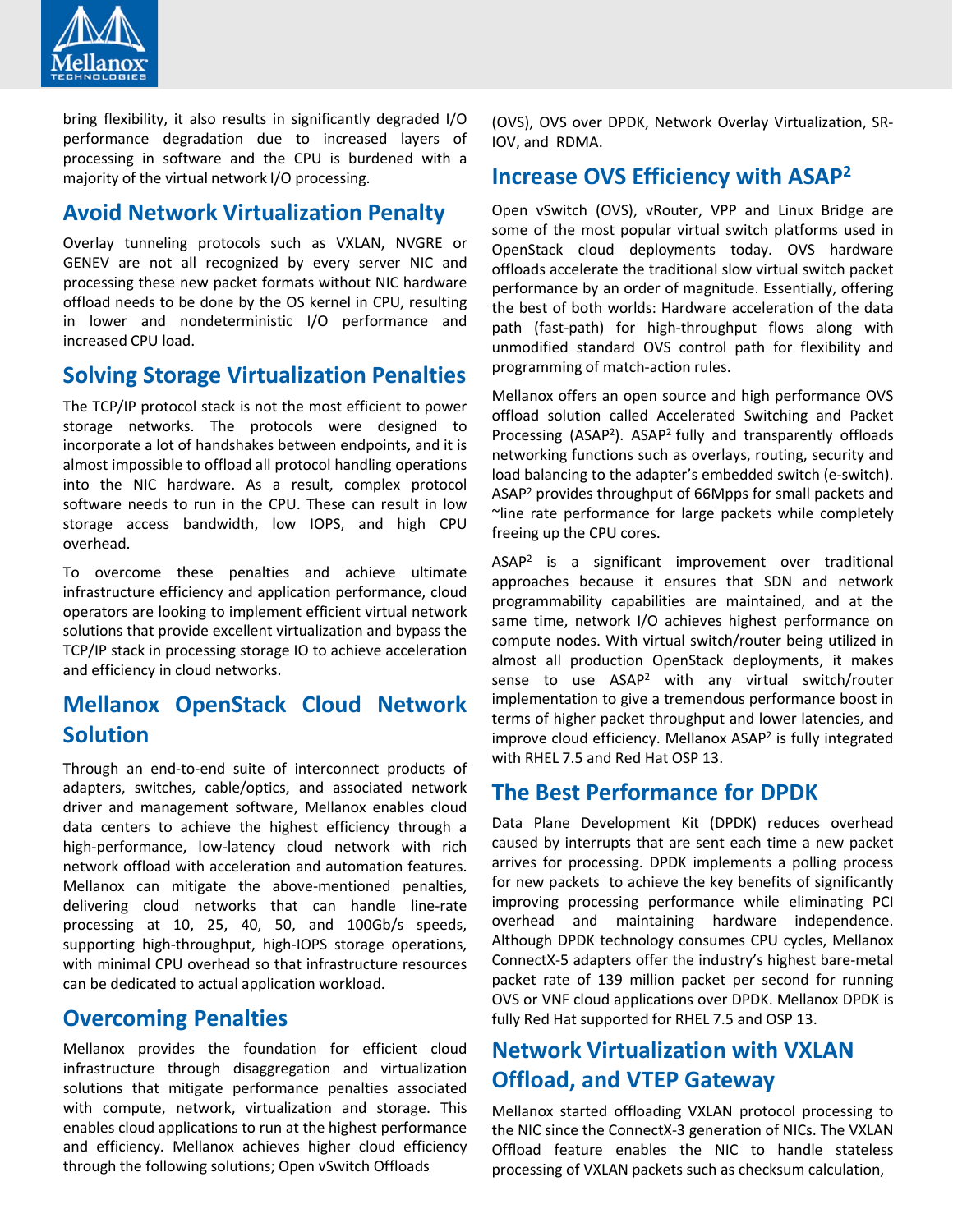bring flexibility, it also results in significantly degraded I/O performance degradation due to increased layers of processing in software and the CPU is burdened with a majority of the virtual network I/O processing.

## Avoid Network Virtualization Penalty

Overlay tunneling protocols such as VXLAN, NVGRE or GENEV are not all recognized by every server NIC and processing these new packet formats without NIC hardware offload needs to be done by the OS kernel in CPU, resulting in lower and nondeterministic I/O performance and increased CPU load.

## Solving Storage Virtualization Penalties

The TCP/IP protocol stack is not the most efficient to power storage networks. The protocols were designed to incorporate a lot of handshakes between endpoints, and it is almost impossible to offload all protocol handling operations into the NIC hardware. As a result, complex protocol software needs to run in the CPU. These can result in low storage access bandwidth, low IOPS, and high CPU overhead.

To overcome these penalties and achieve ultimate infrastructure efficiency and application performance, cloud operators are looking to implement efficient virtual network solutions that provide excellent virtualization and bypass the TCP/IP stack in processing storage IO to achieve acceleration and efficiency in cloud networks.

## Mellanox OpenStack Cloud Network Solution

Through an end-to-end suite of interconnect products of adapters, switches, cable/optics, and associated network driver and management software, Mellanox enables cloud data centers to achieve the highest efficiency through a high-performance, low-latency cloud network with rich network offload with acceleration and automation features. Mellanox can mitigate the above-mentioned penalties, delivering cloud networks that can handle line-rate processing at 10, 25, 40, 50, and 100Gb/s speeds, supporting high-throughput, high-IOPS storage operations, with minimal CPU overhead so that infrastructure resources can be dedicated to actual application workload.

## Overcoming Penalties

Mellanox provides the foundation for efficient cloud infrastructure through disaggregation and virtualization solutions that mitigate performance penalties associated with compute, network, virtualization and storage. This enables cloud applications to run at the highest performance and efficiency. Mellanox achieves higher cloud efficiency through the following solutions; Open vSwitch Offloads (OVS), OVS over DPDK, Network Overlay Virtualization, SR-IOV, and RDMA.

## Increase OVS Efficiency with ASAP$^2$

Open vSwitch (OVS), vRouter, VPP and Linux Bridge are some of the most popular virtual switch platforms used in OpenStack cloud deployments today. OVS hardware offloads accelerate the traditional slow virtual switch packet performance by an order of magnitude. Essentially, offering the best of both worlds: Hardware acceleration of the data path (fast-path) for high-throughput flows along with unmodified standard OVS control path for flexibility and programming of match-action rules.

Mellanox offers an open source and high performance OVS offload solution called Accelerated Switching and Packet Processing (ASAP$^2$). ASAP$^2$ fully and transparently offloads networking functions such as overlays, routing, security and load balancing to the adapter's embedded switch (e-switch). ASAP$^2$ provides throughput of 66Mpps for small packets and ~line rate performance for large packets while completely freeing up the CPU cores.

ASAP$^2$ is a significant improvement over traditional approaches because it ensures that SDN and network programmability capabilities are maintained, and at the same time, network I/O achieves highest performance on compute nodes. With virtual switch/router being utilized in almost all production OpenStack deployments, it makes sense to use ASAP$^2$ with any virtual switch/router implementation to give a tremendous performance boost in terms of higher packet throughput and lower latencies, and improve cloud efficiency. Mellanox ASAP$^2$ is fully integrated with RHEL 7.5 and Red Hat OSP 13.

## The Best Performance for DPDK

Data Plane Development Kit (DPDK) reduces overhead caused by interrupts that are sent each time a new packet arrives for processing. DPDK implements a polling process for new packets to achieve the key benefits of significantly improving processing performance while eliminating PCI overhead and maintaining hardware independence. Although DPDK technology consumes CPU cycles, Mellanox ConnectX-5 adapters offer the industry's highest bare-metal packet rate of 139 million packet per second for running OVS or VNF cloud applications over DPDK. Mellanox DPDK is fully Red Hat supported for RHEL 7.5 and OSP 13.

## Network Virtualization with VXLAN Offload, and VTEP Gateway

Mellanox started offloading VXLAN protocol processing to the NIC since the ConnectX-3 generation of NICs. The VXLAN Offload feature enables the NIC to handle stateless processing of VXLAN packets such as checksum calculation,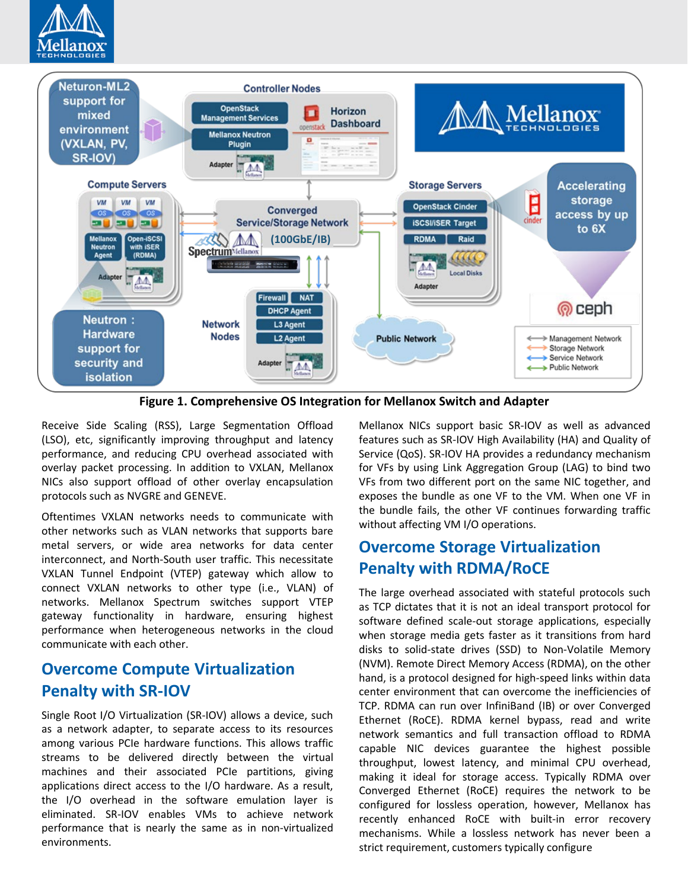**Figure 1. Comprehensive OS Integration for Mellanox Switch and Adapter**

Receive Side Scaling (RSS), Large Segmentation Offload (LSO), etc, significantly improving throughput and latency performance, and reducing CPU overhead associated with overlay packet processing. In addition to VXLAN, Mellanox NICs also support offload of other overlay encapsulation protocols such as NVGRE and GENEVE.

Oftentimes VXLAN networks needs to communicate with other networks such as VLAN networks that supports bare metal servers, or wide area networks for data center interconnect, and North-South user traffic. This necessitate VXLAN Tunnel Endpoint (VTEP) gateway which allow to connect VXLAN networks to other type (i.e., VLAN) of networks. Mellanox Spectrum switches support VTEP gateway functionality in hardware, ensuring highest performance when heterogeneous networks in the cloud communicate with each other.

## Overcome Compute Virtualization Penalty with SR-IOV

Single Root I/O Virtualization (SR-IOV) allows a device, such as a network adapter, to separate access to its resources among various PCIe hardware functions. This allows traffic streams to be delivered directly between the virtual machines and their associated PCIe partitions, giving applications direct access to the I/O hardware. As a result, the I/O overhead in the software emulation layer is eliminated. SR-IOV enables VMs to achieve network performance that is nearly the same as in non-virtualized environments.

Mellanox NICs support basic SR-IOV as well as advanced features such as SR-IOV High Availability (HA) and Quality of Service (QoS). SR-IOV HA provides a redundancy mechanism for VFs by using Link Aggregation Group (LAG) to bind two VFs from two different port on the same NIC together, and exposes the bundle as one VF to the VM. When one VF in the bundle fails, the other VF continues forwarding traffic without affecting VM I/O operations.

## Overcome Storage Virtualization Penalty with RDMA/RoCE

The large overhead associated with stateful protocols such as TCP dictates that it is not an ideal transport protocol for software defined scale-out storage applications, especially when storage media gets faster as it transitions from hard disks to solid-state drives (SSD) to Non-Volatile Memory (NVM). Remote Direct Memory Access (RDMA), on the other hand, is a protocol designed for high-speed links within data center environment that can overcome the inefficiencies of TCP. RDMA can run over InfiniBand (IB) or over Converged Ethernet (RoCE). RDMA kernel bypass, read and write network semantics and full transaction offload to RDMA capable NIC devices guarantee the highest possible throughput, lowest latency, and minimal CPU overhead, making it ideal for storage access. Typically RDMA over Converged Ethernet (RoCE) requires the network to be configured for lossless operation, however, Mellanox has recently enhanced RoCE with built-in error recovery mechanisms. While a lossless network has never been a strict requirement, customers typically configure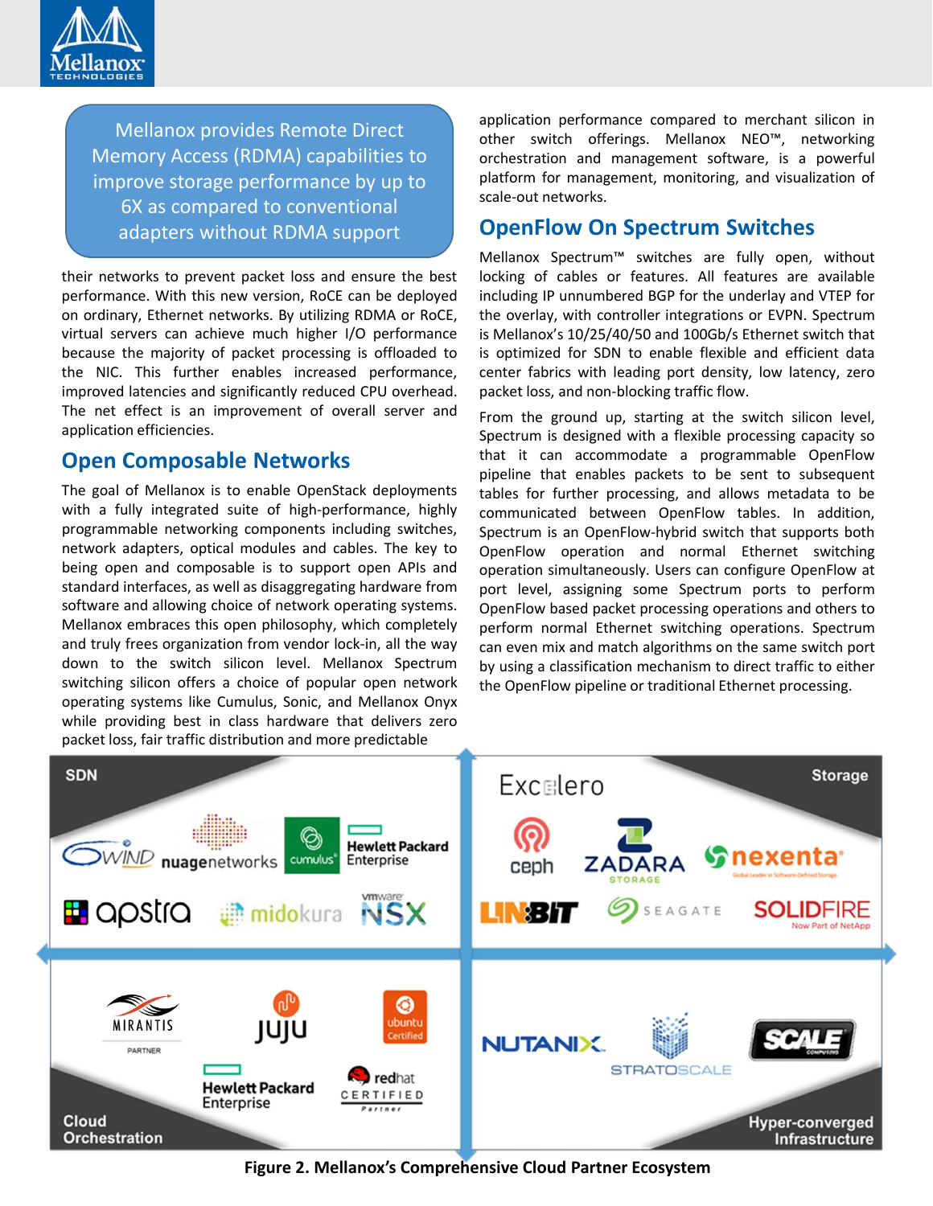> Mellanox provides Remote Direct Memory Access (RDMA) capabilities to improve storage performance by up to 6X as compared to conventional adapters without RDMA support

their networks to prevent packet loss and ensure the best performance. With this new version, RoCE can be deployed on ordinary, Ethernet networks. By utilizing RDMA or RoCE, virtual servers can achieve much higher I/O performance because the majority of packet processing is offloaded to the NIC. This further enables increased performance, improved latencies and significantly reduced CPU overhead. The net effect is an improvement of overall server and application efficiencies.

## Open Composable Networks

The goal of Mellanox is to enable OpenStack deployments with a fully integrated suite of high-performance, highly programmable networking components including switches, network adapters, optical modules and cables. The key to being open and composable is to support open APIs and standard interfaces, as well as disaggregating hardware from software and allowing choice of network operating systems. Mellanox embraces this open philosophy, which completely and truly frees organization from vendor lock-in, all the way down to the switch silicon level. Mellanox Spectrum switching silicon offers a choice of popular open network operating systems like Cumulus, Sonic, and Mellanox Onyx while providing best in class hardware that delivers zero packet loss, fair traffic distribution and more predictable application performance compared to merchant silicon in other switch offerings. Mellanox NEO™, networking orchestration and management software, is a powerful platform for management, monitoring, and visualization of scale-out networks.

## OpenFlow On Spectrum Switches

Mellanox Spectrum™ switches are fully open, without locking of cables or features. All features are available including IP unnumbered BGP for the underlay and VTEP for the overlay, with controller integrations or EVPN. Spectrum is Mellanox's 10/25/40/50 and 100Gb/s Ethernet switch that is optimized for SDN to enable flexible and efficient data center fabrics with leading port density, low latency, zero packet loss, and non-blocking traffic flow.

From the ground up, starting at the switch silicon level, Spectrum is designed with a flexible processing capacity so that it can accommodate a programmable OpenFlow pipeline that enables packets to be sent to subsequent tables for further processing, and allows metadata to be communicated between OpenFlow tables. In addition, Spectrum is an OpenFlow-hybrid switch that supports both OpenFlow operation and normal Ethernet switching operation simultaneously. Users can configure OpenFlow at port level, assigning some Spectrum ports to perform OpenFlow based packet processing operations and others to perform normal Ethernet switching operations. Spectrum can even mix and match algorithms on the same switch port by using a classification mechanism to direct traffic to either the OpenFlow pipeline or traditional Ethernet processing.

**Figure 2. Mellanox's Comprehensive Cloud Partner Ecosystem**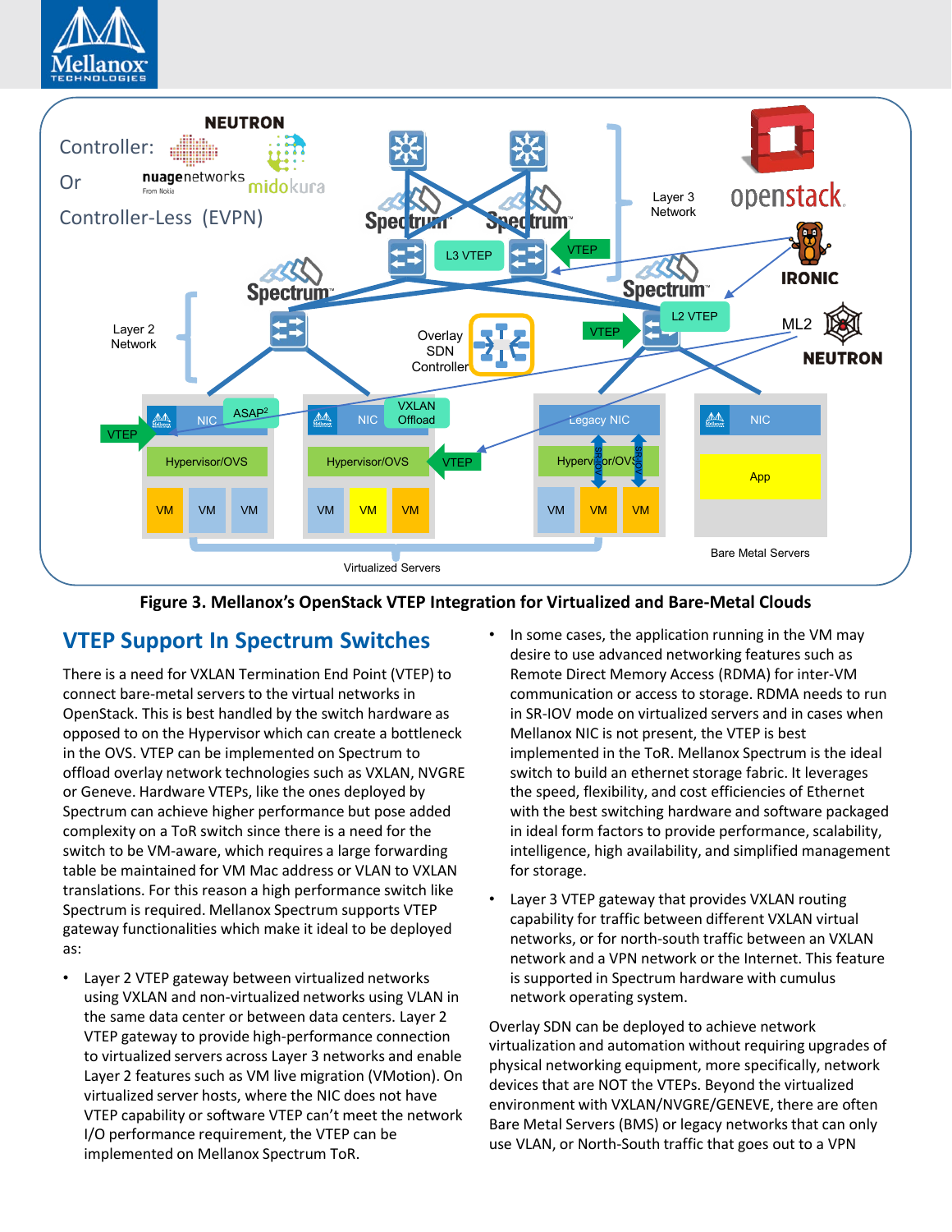**Figure 3. Mellanox's OpenStack VTEP Integration for Virtualized and Bare-Metal Clouds**

## VTEP Support In Spectrum Switches

There is a need for VXLAN Termination End Point (VTEP) to connect bare-metal servers to the virtual networks in OpenStack. This is best handled by the switch hardware as opposed to on the Hypervisor which can create a bottleneck in the OVS. VTEP can be implemented on Spectrum to offload overlay network technologies such as VXLAN, NVGRE or Geneve. Hardware VTEPs, like the ones deployed by Spectrum can achieve higher performance but pose added complexity on a ToR switch since there is a need for the switch to be VM-aware, which requires a large forwarding table be maintained for VM Mac address or VLAN to VXLAN translations. For this reason a high performance switch like Spectrum is required. Mellanox Spectrum supports VTEP gateway functionalities which make it ideal to be deployed as:

- Layer 2 VTEP gateway between virtualized networks using VXLAN and non-virtualized networks using VLAN in the same data center or between data centers. Layer 2 VTEP gateway to provide high-performance connection to virtualized servers across Layer 3 networks and enable Layer 2 features such as VM live migration (VMotion). On virtualized server hosts, where the NIC does not have VTEP capability or software VTEP can't meet the network I/O performance requirement, the VTEP can be implemented on Mellanox Spectrum ToR.
- In some cases, the application running in the VM may desire to use advanced networking features such as Remote Direct Memory Access (RDMA) for inter-VM communication or access to storage. RDMA needs to run in SR-IOV mode on virtualized servers and in cases when Mellanox NIC is not present, the VTEP is best implemented in the ToR. Mellanox Spectrum is the ideal switch to build an ethernet storage fabric. It leverages the speed, flexibility, and cost efficiencies of Ethernet with the best switching hardware and software packaged in ideal form factors to provide performance, scalability, intelligence, high availability, and simplified management for storage.
- Layer 3 VTEP gateway that provides VXLAN routing capability for traffic between different VXLAN virtual networks, or for north-south traffic between an VXLAN network and a VPN network or the Internet. This feature is supported in Spectrum hardware with cumulus network operating system.

Overlay SDN can be deployed to achieve network virtualization and automation without requiring upgrades of physical networking equipment, more specifically, network devices that are NOT the VTEPs. Beyond the virtualized environment with VXLAN/NVGRE/GENEVE, there are often Bare Metal Servers (BMS) or legacy networks that can only use VLAN, or North-South traffic that goes out to a VPN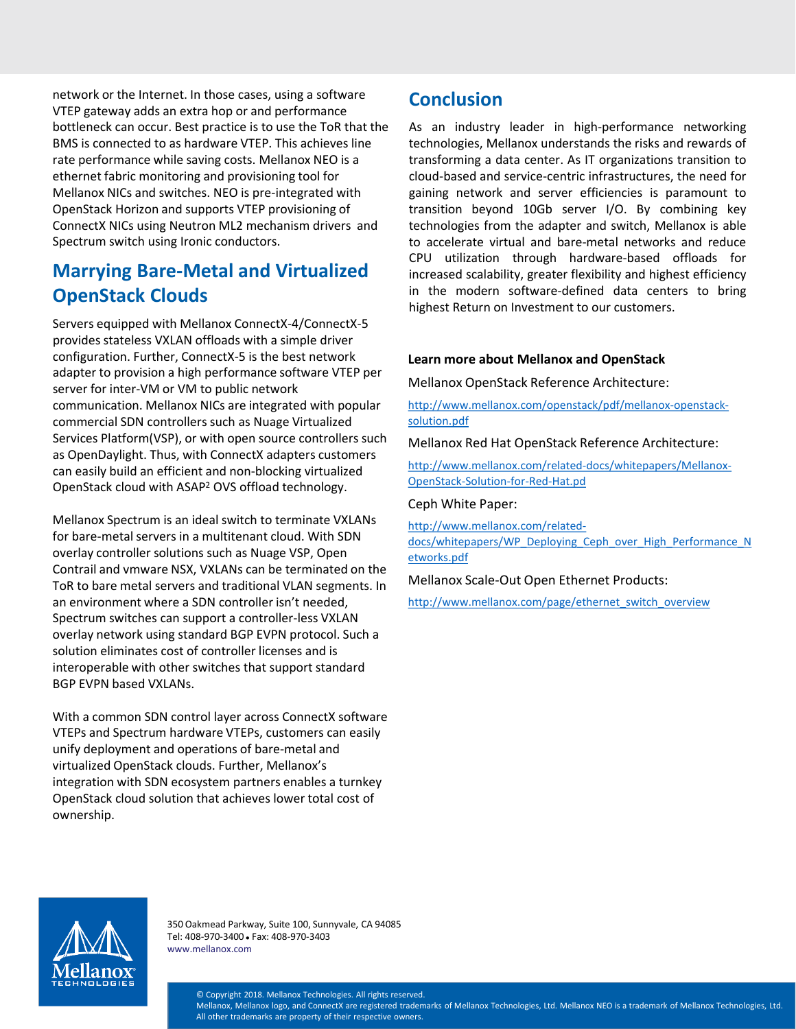network or the Internet. In those cases, using a software VTEP gateway adds an extra hop or and performance bottleneck can occur. Best practice is to use the ToR that the BMS is connected to as hardware VTEP. This achieves line rate performance while saving costs. Mellanox NEO is a ethernet fabric monitoring and provisioning tool for Mellanox NICs and switches. NEO is pre-integrated with OpenStack Horizon and supports VTEP provisioning of ConnectX NICs using Neutron ML2 mechanism drivers and Spectrum switch using Ironic conductors.

## Marrying Bare-Metal and Virtualized OpenStack Clouds

Servers equipped with Mellanox ConnectX-4/ConnectX-5 provides stateless VXLAN offloads with a simple driver configuration. Further, ConnectX-5 is the best network adapter to provision a high performance software VTEP per server for inter-VM or VM to public network communication. Mellanox NICs are integrated with popular commercial SDN controllers such as Nuage Virtualized Services Platform(VSP), or with open source controllers such as OpenDaylight. Thus, with ConnectX adapters customers can easily build an efficient and non-blocking virtualized OpenStack cloud with ASAP² OVS offload technology.

Mellanox Spectrum is an ideal switch to terminate VXLANs for bare-metal servers in a multitenant cloud. With SDN overlay controller solutions such as Nuage VSP, Open Contrail and vmware NSX, VXLANs can be terminated on the ToR to bare metal servers and traditional VLAN segments. In an environment where a SDN controller isn't needed, Spectrum switches can support a controller-less VXLAN overlay network using standard BGP EVPN protocol. Such a solution eliminates cost of controller licenses and is interoperable with other switches that support standard BGP EVPN based VXLANs.

With a common SDN control layer across ConnectX software VTEPs and Spectrum hardware VTEPs, customers can easily unify deployment and operations of bare-metal and virtualized OpenStack clouds. Further, Mellanox's integration with SDN ecosystem partners enables a turnkey OpenStack cloud solution that achieves lower total cost of ownership.

## Conclusion

As an industry leader in high-performance networking technologies, Mellanox understands the risks and rewards of transforming a data center. As IT organizations transition to cloud-based and service-centric infrastructures, the need for gaining network and server efficiencies is paramount to transition beyond 10Gb server I/O. By combining key technologies from the adapter and switch, Mellanox is able to accelerate virtual and bare-metal networks and reduce CPU utilization through hardware-based offloads for increased scalability, greater flexibility and highest efficiency in the modern software-defined data centers to bring highest Return on Investment to our customers.

**Learn more about Mellanox and OpenStack**

Mellanox OpenStack Reference Architecture:

http://www.mellanox.com/openstack/pdf/mellanox-openstack-solution.pdf

Mellanox Red Hat OpenStack Reference Architecture:

http://www.mellanox.com/related-docs/whitepapers/Mellanox-OpenStack-Solution-for-Red-Hat.pd

Ceph White Paper:

http://www.mellanox.com/related-docs/whitepapers/WP_Deploying_Ceph_over_High_Performance_Networks.pdf

Mellanox Scale-Out Open Ethernet Products:

http://www.mellanox.com/page/ethernet_switch_overview

350 Oakmead Parkway, Suite 100, Sunnyvale, CA 94085
Tel: 408-970-3400 • Fax: 408-970-3403
www.mellanox.com

© Copyright 2018. Mellanox Technologies. All rights reserved.
Mellanox, Mellanox logo, and ConnectX are registered trademarks of Mellanox Technologies, Ltd. Mellanox NEO is a trademark of Mellanox Technologies, Ltd.
All other trademarks are property of their respective owners.